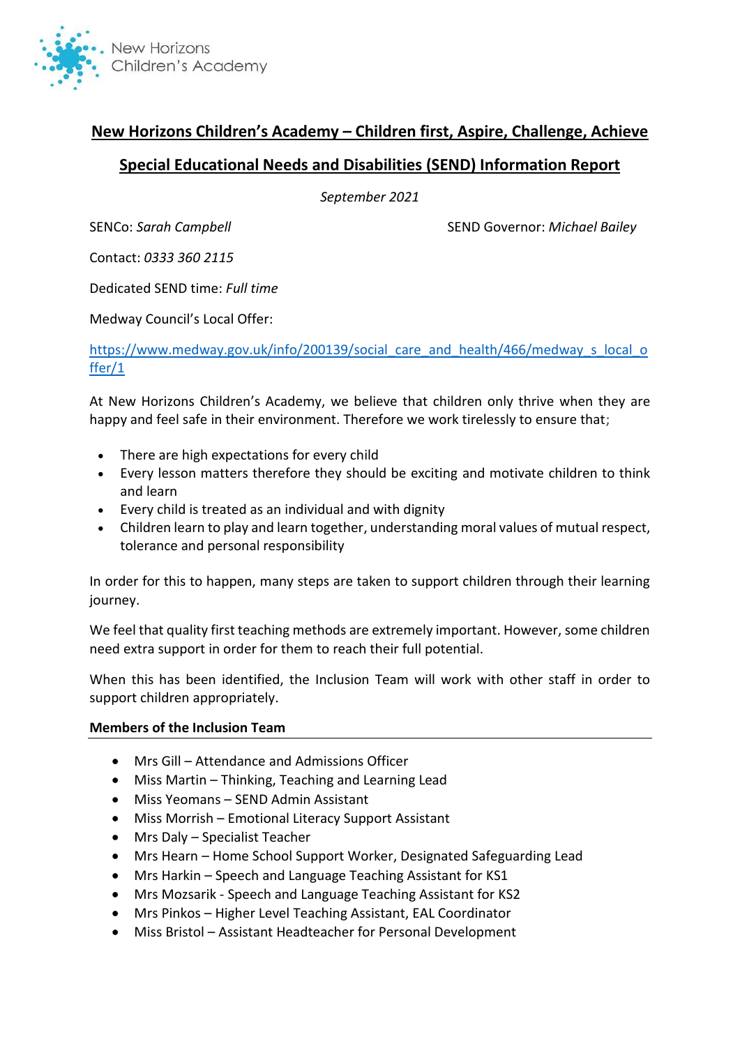New Horizons Children's Academy

## New Horizons Children's Academy – Children first, Aspire, Challenge, Achieve

## Special Educational Needs and Disabilities (SEND) Information Report

*September 2021*

SENCo: *Sarah Campbell*

SEND Governor: *Michael Bailey*

Contact: *0333 360 2115*

Dedicated SEND time: *Full time*

Medway Council's Local Offer:

https://www.medway.gov.uk/info/200139/social_care_and_health/466/medway_s_local_offer/1

At New Horizons Children's Academy, we believe that children only thrive when they are happy and feel safe in their environment. Therefore we work tirelessly to ensure that;

- There are high expectations for every child
- Every lesson matters therefore they should be exciting and motivate children to think and learn
- Every child is treated as an individual and with dignity
- Children learn to play and learn together, understanding moral values of mutual respect, tolerance and personal responsibility

In order for this to happen, many steps are taken to support children through their learning journey.

We feel that quality first teaching methods are extremely important. However, some children need extra support in order for them to reach their full potential.

When this has been identified, the Inclusion Team will work with other staff in order to support children appropriately.

### Members of the Inclusion Team

- Mrs Gill – Attendance and Admissions Officer
- Miss Martin – Thinking, Teaching and Learning Lead
- Miss Yeomans – SEND Admin Assistant
- Miss Morrish – Emotional Literacy Support Assistant
- Mrs Daly – Specialist Teacher
- Mrs Hearn – Home School Support Worker, Designated Safeguarding Lead
- Mrs Harkin – Speech and Language Teaching Assistant for KS1
- Mrs Mozsarik - Speech and Language Teaching Assistant for KS2
- Mrs Pinkos – Higher Level Teaching Assistant, EAL Coordinator
- Miss Bristol – Assistant Headteacher for Personal Development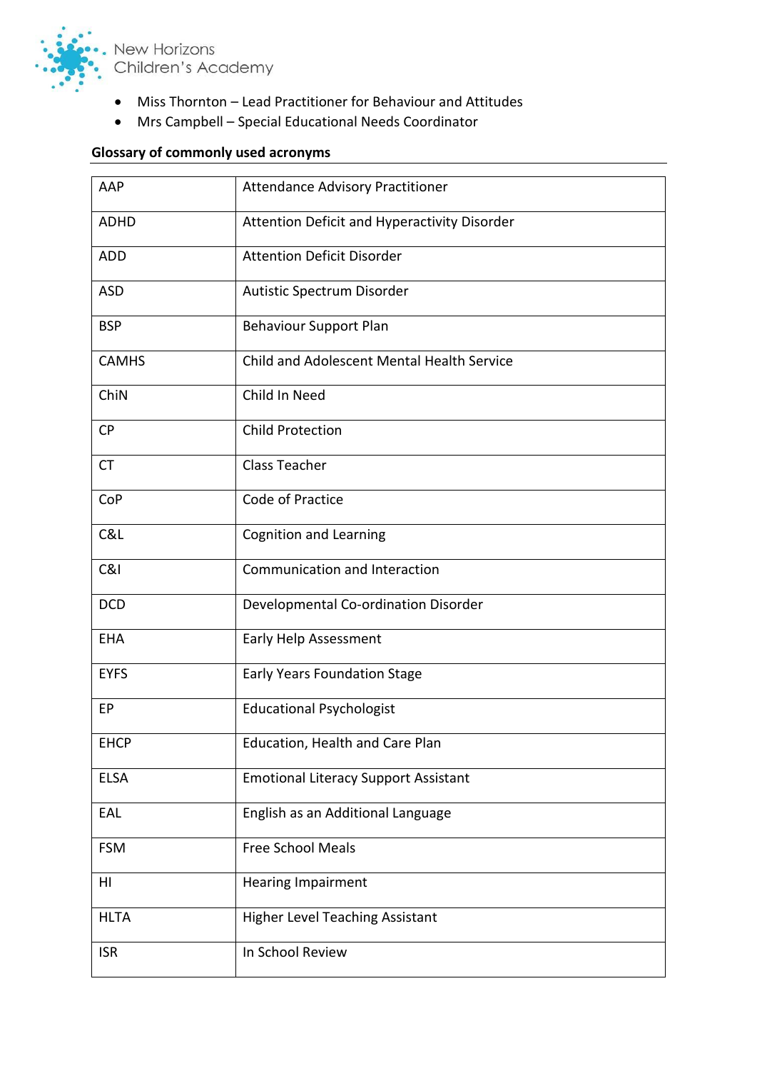- Miss Thornton – Lead Practitioner for Behaviour and Attitudes
- Mrs Campbell – Special Educational Needs Coordinator

**Glossary of commonly used acronyms**

| | |
|---|---|
| AAP | Attendance Advisory Practitioner |
| ADHD | Attention Deficit and Hyperactivity Disorder |
| ADD | Attention Deficit Disorder |
| ASD | Autistic Spectrum Disorder |
| BSP | Behaviour Support Plan |
| CAMHS | Child and Adolescent Mental Health Service |
| ChiN | Child In Need |
| CP | Child Protection |
| CT | Class Teacher |
| CoP | Code of Practice |
| C&L | Cognition and Learning |
| C&I | Communication and Interaction |
| DCD | Developmental Co-ordination Disorder |
| EHA | Early Help Assessment |
| EYFS | Early Years Foundation Stage |
| EP | Educational Psychologist |
| EHCP | Education, Health and Care Plan |
| ELSA | Emotional Literacy Support Assistant |
| EAL | English as an Additional Language |
| FSM | Free School Meals |
| HI | Hearing Impairment |
| HLTA | Higher Level Teaching Assistant |
| ISR | In School Review |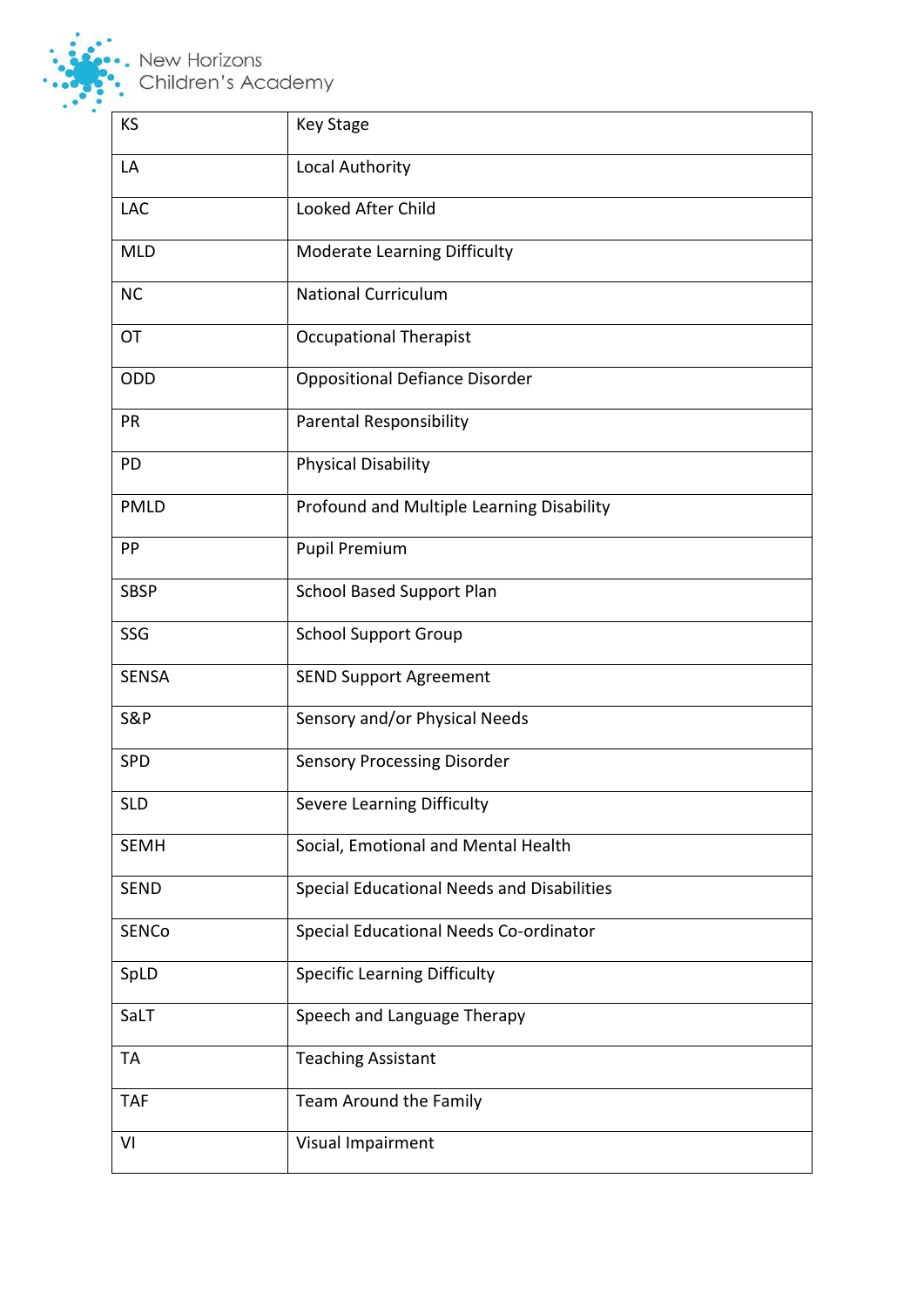| KS | Key Stage |
| --- | --- |
| LA | Local Authority |
| LAC | Looked After Child |
| MLD | Moderate Learning Difficulty |
| NC | National Curriculum |
| OT | Occupational Therapist |
| ODD | Oppositional Defiance Disorder |
| PR | Parental Responsibility |
| PD | Physical Disability |
| PMLD | Profound and Multiple Learning Disability |
| PP | Pupil Premium |
| SBSP | School Based Support Plan |
| SSG | School Support Group |
| SENSA | SEND Support Agreement |
| S&P | Sensory and/or Physical Needs |
| SPD | Sensory Processing Disorder |
| SLD | Severe Learning Difficulty |
| SEMH | Social, Emotional and Mental Health |
| SEND | Special Educational Needs and Disabilities |
| SENCo | Special Educational Needs Co-ordinator |
| SpLD | Specific Learning Difficulty |
| SaLT | Speech and Language Therapy |
| TA | Teaching Assistant |
| TAF | Team Around the Family |
| VI | Visual Impairment |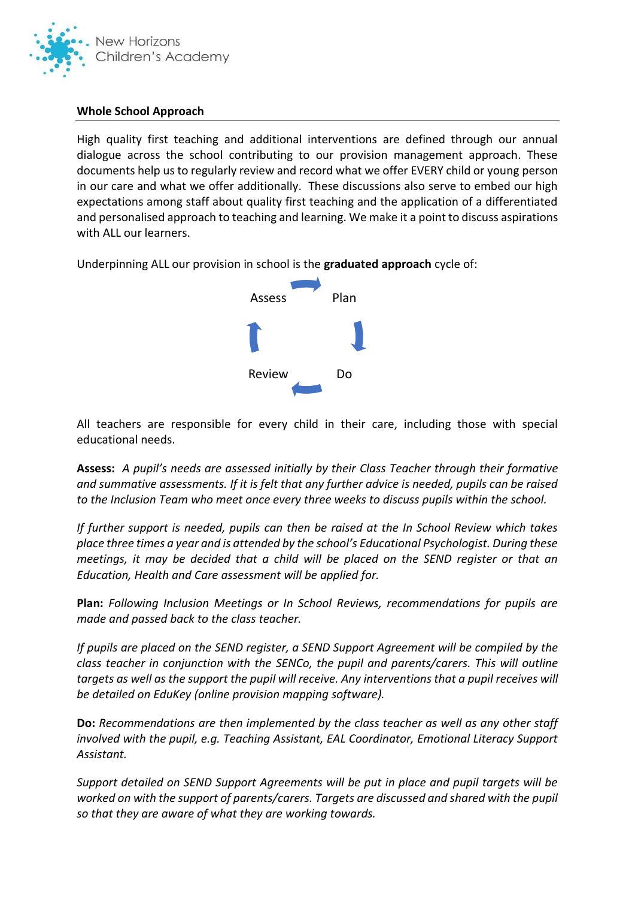## Whole School Approach

High quality first teaching and additional interventions are defined through our annual dialogue across the school contributing to our provision management approach. These documents help us to regularly review and record what we offer EVERY child or young person in our care and what we offer additionally. These discussions also serve to embed our high expectations among staff about quality first teaching and the application of a differentiated and personalised approach to teaching and learning. We make it a point to discuss aspirations with ALL our learners.

Underpinning ALL our provision in school is the **graduated approach** cycle of:

Assess → Plan → Do → Review

All teachers are responsible for every child in their care, including those with special educational needs.

**Assess:** *A pupil's needs are assessed initially by their Class Teacher through their formative and summative assessments. If it is felt that any further advice is needed, pupils can be raised to the Inclusion Team who meet once every three weeks to discuss pupils within the school.*

*If further support is needed, pupils can then be raised at the In School Review which takes place three times a year and is attended by the school's Educational Psychologist. During these meetings, it may be decided that a child will be placed on the SEND register or that an Education, Health and Care assessment will be applied for.*

**Plan:** *Following Inclusion Meetings or In School Reviews, recommendations for pupils are made and passed back to the class teacher.*

*If pupils are placed on the SEND register, a SEND Support Agreement will be compiled by the class teacher in conjunction with the SENCo, the pupil and parents/carers. This will outline targets as well as the support the pupil will receive. Any interventions that a pupil receives will be detailed on EduKey (online provision mapping software).*

**Do:** *Recommendations are then implemented by the class teacher as well as any other staff involved with the pupil, e.g. Teaching Assistant, EAL Coordinator, Emotional Literacy Support Assistant.*

*Support detailed on SEND Support Agreements will be put in place and pupil targets will be worked on with the support of parents/carers. Targets are discussed and shared with the pupil so that they are aware of what they are working towards.*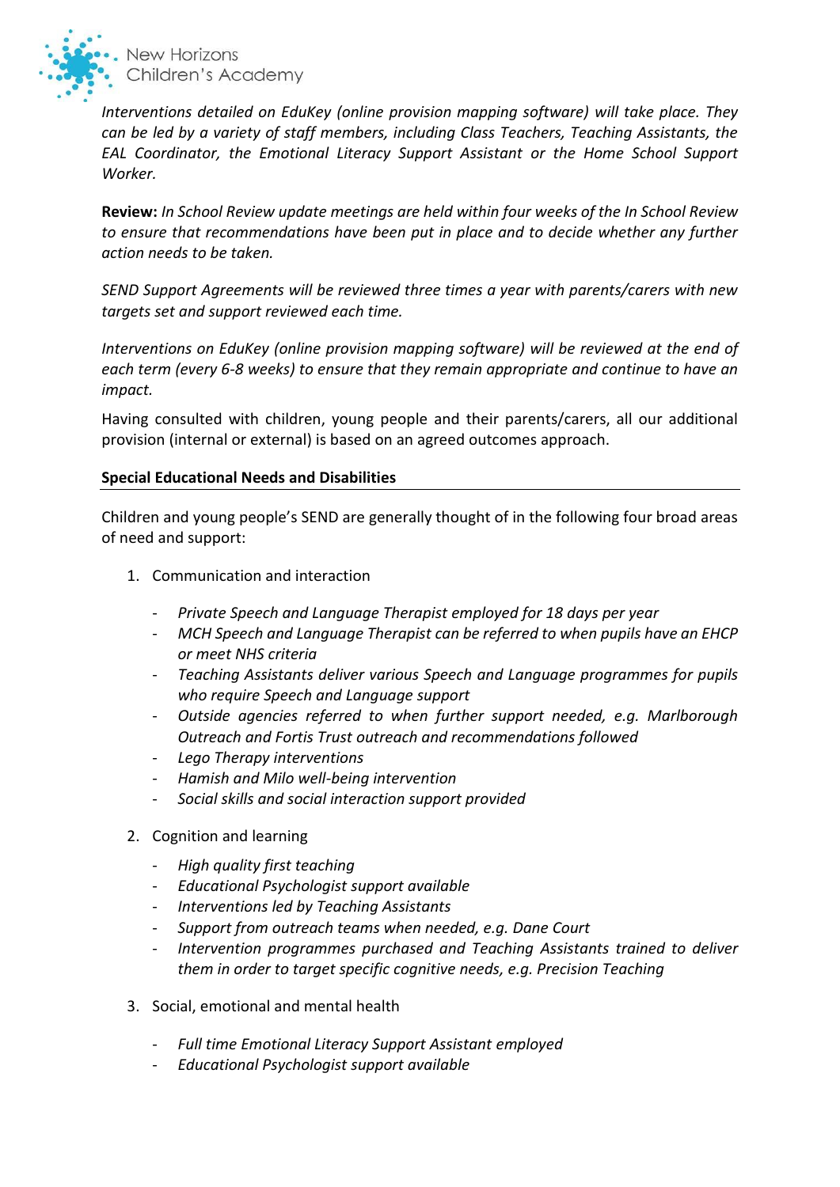*Interventions detailed on EduKey (online provision mapping software) will take place. They can be led by a variety of staff members, including Class Teachers, Teaching Assistants, the EAL Coordinator, the Emotional Literacy Support Assistant or the Home School Support Worker.*

**Review:** *In School Review update meetings are held within four weeks of the In School Review to ensure that recommendations have been put in place and to decide whether any further action needs to be taken.*

*SEND Support Agreements will be reviewed three times a year with parents/carers with new targets set and support reviewed each time.*

*Interventions on EduKey (online provision mapping software) will be reviewed at the end of each term (every 6-8 weeks) to ensure that they remain appropriate and continue to have an impact.*

Having consulted with children, young people and their parents/carers, all our additional provision (internal or external) is based on an agreed outcomes approach.

## Special Educational Needs and Disabilities

Children and young people's SEND are generally thought of in the following four broad areas of need and support:

1. Communication and interaction
   - *Private Speech and Language Therapist employed for 18 days per year*
   - *MCH Speech and Language Therapist can be referred to when pupils have an EHCP or meet NHS criteria*
   - *Teaching Assistants deliver various Speech and Language programmes for pupils who require Speech and Language support*
   - *Outside agencies referred to when further support needed, e.g. Marlborough Outreach and Fortis Trust outreach and recommendations followed*
   - *Lego Therapy interventions*
   - *Hamish and Milo well-being intervention*
   - *Social skills and social interaction support provided*
2. Cognition and learning
   - *High quality first teaching*
   - *Educational Psychologist support available*
   - *Interventions led by Teaching Assistants*
   - *Support from outreach teams when needed, e.g. Dane Court*
   - *Intervention programmes purchased and Teaching Assistants trained to deliver them in order to target specific cognitive needs, e.g. Precision Teaching*
3. Social, emotional and mental health
   - *Full time Emotional Literacy Support Assistant employed*
   - *Educational Psychologist support available*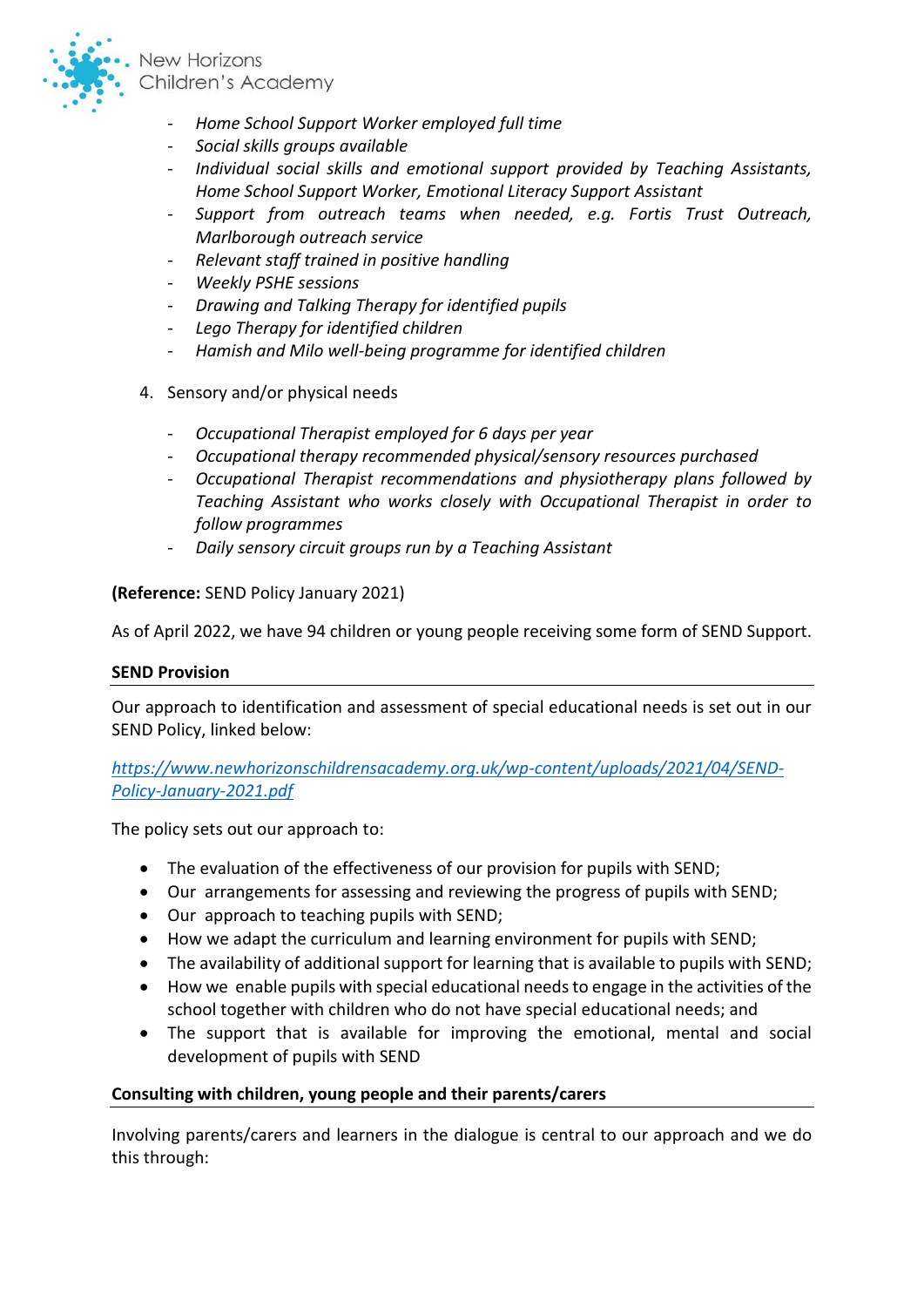- *Home School Support Worker employed full time*
- *Social skills groups available*
- *Individual social skills and emotional support provided by Teaching Assistants, Home School Support Worker, Emotional Literacy Support Assistant*
- *Support from outreach teams when needed, e.g. Fortis Trust Outreach, Marlborough outreach service*
- *Relevant staff trained in positive handling*
- *Weekly PSHE sessions*
- *Drawing and Talking Therapy for identified pupils*
- *Lego Therapy for identified children*
- *Hamish and Milo well-being programme for identified children*

4. Sensory and/or physical needs

   - *Occupational Therapist employed for 6 days per year*
   - *Occupational therapy recommended physical/sensory resources purchased*
   - *Occupational Therapist recommendations and physiotherapy plans followed by Teaching Assistant who works closely with Occupational Therapist in order to follow programmes*
   - *Daily sensory circuit groups run by a Teaching Assistant*

**(Reference:** SEND Policy January 2021)

As of April 2022, we have 94 children or young people receiving some form of SEND Support.

**SEND Provision**

Our approach to identification and assessment of special educational needs is set out in our SEND Policy, linked below:

[https://www.newhorizonschildrensacademy.org.uk/wp-content/uploads/2021/04/SEND-Policy-January-2021.pdf](https://www.newhorizonschildrensacademy.org.uk/wp-content/uploads/2021/04/SEND-Policy-January-2021.pdf)

The policy sets out our approach to:

- The evaluation of the effectiveness of our provision for pupils with SEND;
- Our arrangements for assessing and reviewing the progress of pupils with SEND;
- Our approach to teaching pupils with SEND;
- How we adapt the curriculum and learning environment for pupils with SEND;
- The availability of additional support for learning that is available to pupils with SEND;
- How we enable pupils with special educational needs to engage in the activities of the school together with children who do not have special educational needs; and
- The support that is available for improving the emotional, mental and social development of pupils with SEND

**Consulting with children, young people and their parents/carers**

Involving parents/carers and learners in the dialogue is central to our approach and we do this through: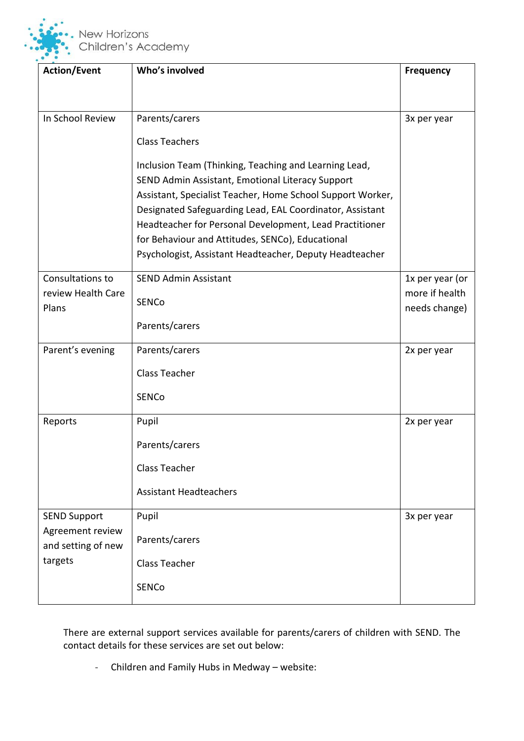| Action/Event | Who's involved | Frequency |
| --- | --- | --- |
| In School Review | Parents/carers<br><br>Class Teachers<br><br>Inclusion Team (Thinking, Teaching and Learning Lead, SEND Admin Assistant, Emotional Literacy Support Assistant, Specialist Teacher, Home School Support Worker, Designated Safeguarding Lead, EAL Coordinator, Assistant Headteacher for Personal Development, Lead Practitioner for Behaviour and Attitudes, SENCo), Educational Psychologist, Assistant Headteacher, Deputy Headteacher | 3x per year |
| Consultations to review Health Care Plans | SEND Admin Assistant<br><br>SENCo<br><br>Parents/carers | 1x per year (or more if health needs change) |
| Parent's evening | Parents/carers<br><br>Class Teacher<br><br>SENCo | 2x per year |
| Reports | Pupil<br><br>Parents/carers<br><br>Class Teacher<br><br>Assistant Headteachers | 2x per year |
| SEND Support Agreement review and setting of new targets | Pupil<br><br>Parents/carers<br><br>Class Teacher<br><br>SENCo | 3x per year |

There are external support services available for parents/carers of children with SEND. The contact details for these services are set out below:

- Children and Family Hubs in Medway – website: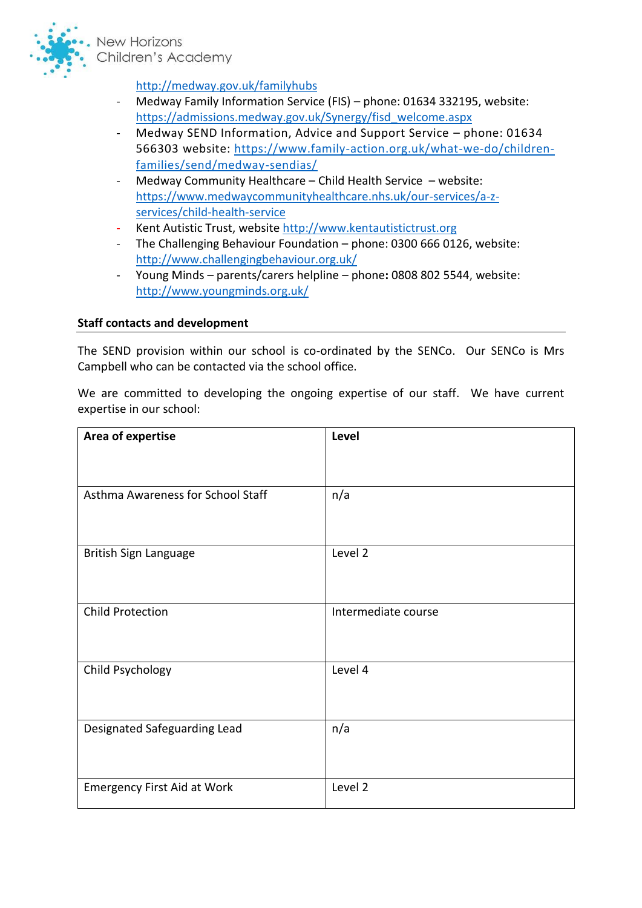http://medway.gov.uk/familyhubs

- Medway Family Information Service (FIS) – phone: 01634 332195, website: https://admissions.medway.gov.uk/Synergy/fisd_welcome.aspx
- Medway SEND Information, Advice and Support Service – phone: 01634 566303 website: https://www.family-action.org.uk/what-we-do/children-families/send/medway-sendias/
- Medway Community Healthcare – Child Health Service – website: https://www.medwaycommunityhealthcare.nhs.uk/our-services/a-z-services/child-health-service
- Kent Autistic Trust, website http://www.kentautistictrust.org
- The Challenging Behaviour Foundation – phone: 0300 666 0126, website: http://www.challengingbehaviour.org.uk/
- Young Minds – parents/carers helpline – phone**:** 0808 802 5544, website: http://www.youngminds.org.uk/

**Staff contacts and development**

The SEND provision within our school is co-ordinated by the SENCo. Our SENCo is Mrs Campbell who can be contacted via the school office.

We are committed to developing the ongoing expertise of our staff. We have current expertise in our school:

| **Area of expertise** | **Level** |
|---|---|
| Asthma Awareness for School Staff | n/a |
| British Sign Language | Level 2 |
| Child Protection | Intermediate course |
| Child Psychology | Level 4 |
| Designated Safeguarding Lead | n/a |
| Emergency First Aid at Work | Level 2 |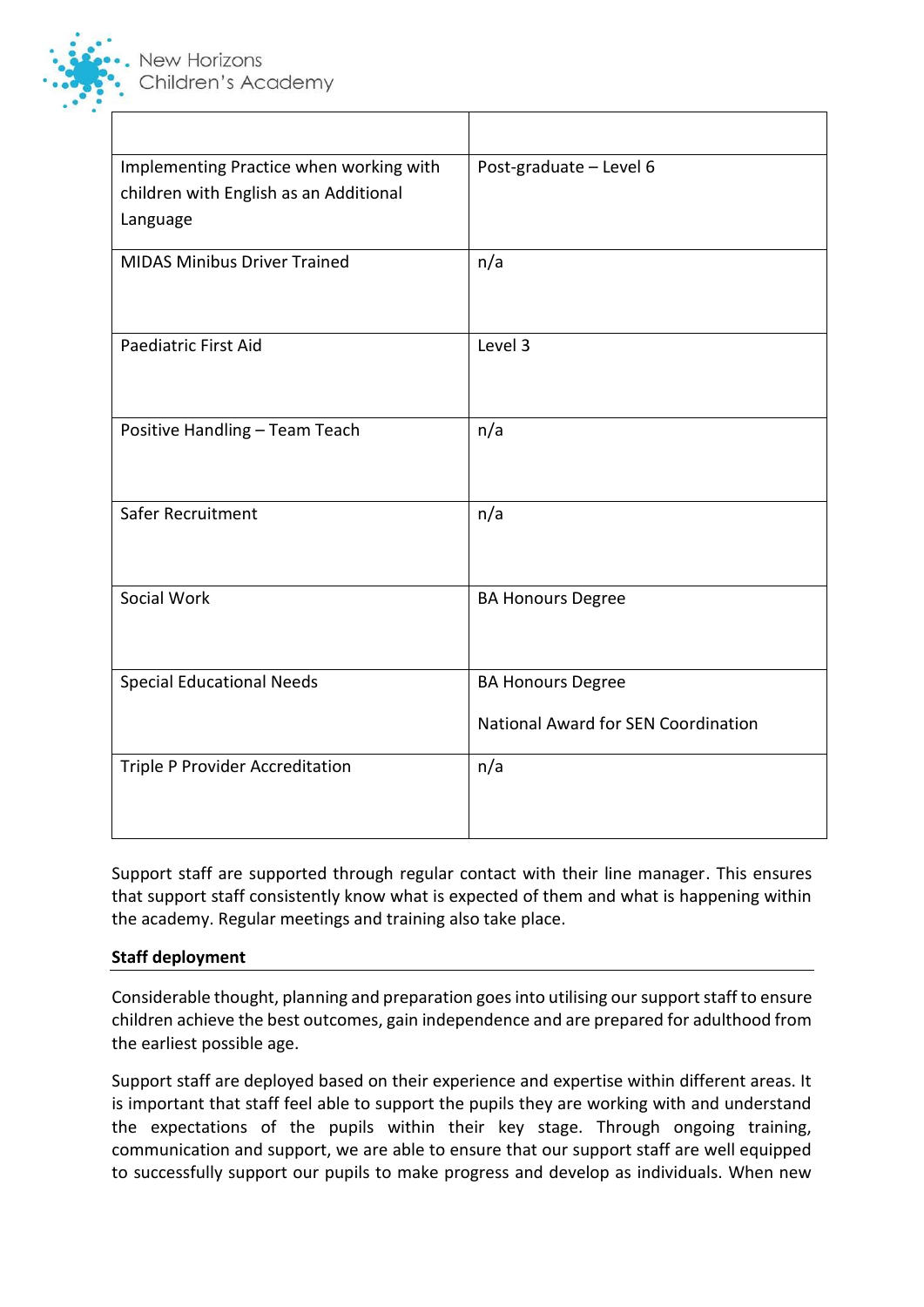| | |
|---|---|
| Implementing Practice when working with children with English as an Additional Language | Post-graduate – Level 6 |
| MIDAS Minibus Driver Trained | n/a |
| Paediatric First Aid | Level 3 |
| Positive Handling – Team Teach | n/a |
| Safer Recruitment | n/a |
| Social Work | BA Honours Degree |
| Special Educational Needs | BA Honours Degree<br><br>National Award for SEN Coordination |
| Triple P Provider Accreditation | n/a |

Support staff are supported through regular contact with their line manager. This ensures that support staff consistently know what is expected of them and what is happening within the academy. Regular meetings and training also take place.

**Staff deployment**

Considerable thought, planning and preparation goes into utilising our support staff to ensure children achieve the best outcomes, gain independence and are prepared for adulthood from the earliest possible age.

Support staff are deployed based on their experience and expertise within different areas. It is important that staff feel able to support the pupils they are working with and understand the expectations of the pupils within their key stage. Through ongoing training, communication and support, we are able to ensure that our support staff are well equipped to successfully support our pupils to make progress and develop as individuals. When new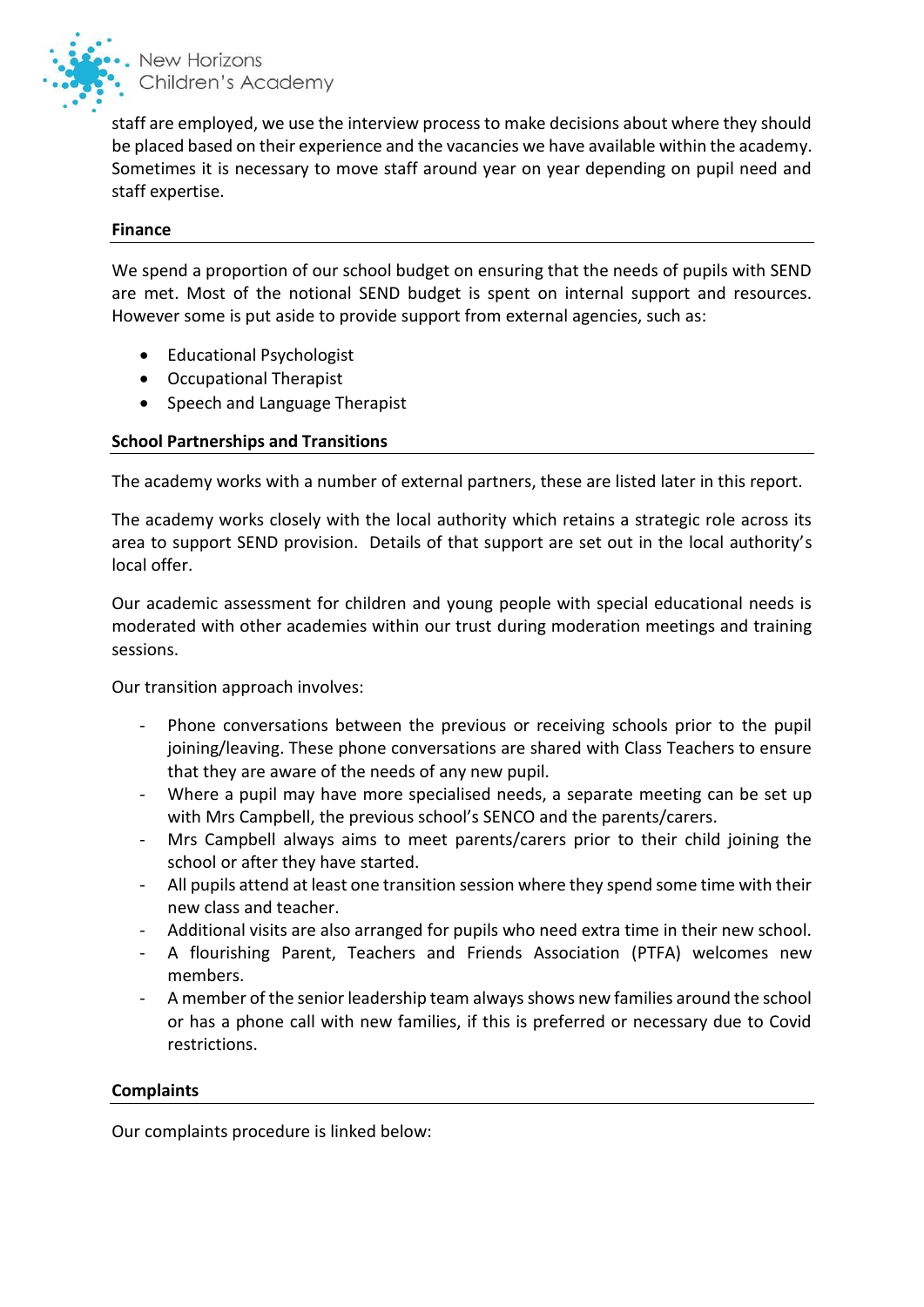staff are employed, we use the interview process to make decisions about where they should be placed based on their experience and the vacancies we have available within the academy. Sometimes it is necessary to move staff around year on year depending on pupil need and staff expertise.

**Finance**

We spend a proportion of our school budget on ensuring that the needs of pupils with SEND are met. Most of the notional SEND budget is spent on internal support and resources. However some is put aside to provide support from external agencies, such as:

- Educational Psychologist
- Occupational Therapist
- Speech and Language Therapist

**School Partnerships and Transitions**

The academy works with a number of external partners, these are listed later in this report.

The academy works closely with the local authority which retains a strategic role across its area to support SEND provision. Details of that support are set out in the local authority's local offer.

Our academic assessment for children and young people with special educational needs is moderated with other academies within our trust during moderation meetings and training sessions.

Our transition approach involves:

- Phone conversations between the previous or receiving schools prior to the pupil joining/leaving. These phone conversations are shared with Class Teachers to ensure that they are aware of the needs of any new pupil.
- Where a pupil may have more specialised needs, a separate meeting can be set up with Mrs Campbell, the previous school's SENCO and the parents/carers.
- Mrs Campbell always aims to meet parents/carers prior to their child joining the school or after they have started.
- All pupils attend at least one transition session where they spend some time with their new class and teacher.
- Additional visits are also arranged for pupils who need extra time in their new school.
- A flourishing Parent, Teachers and Friends Association (PTFA) welcomes new members.
- A member of the senior leadership team always shows new families around the school or has a phone call with new families, if this is preferred or necessary due to Covid restrictions.

**Complaints**

Our complaints procedure is linked below: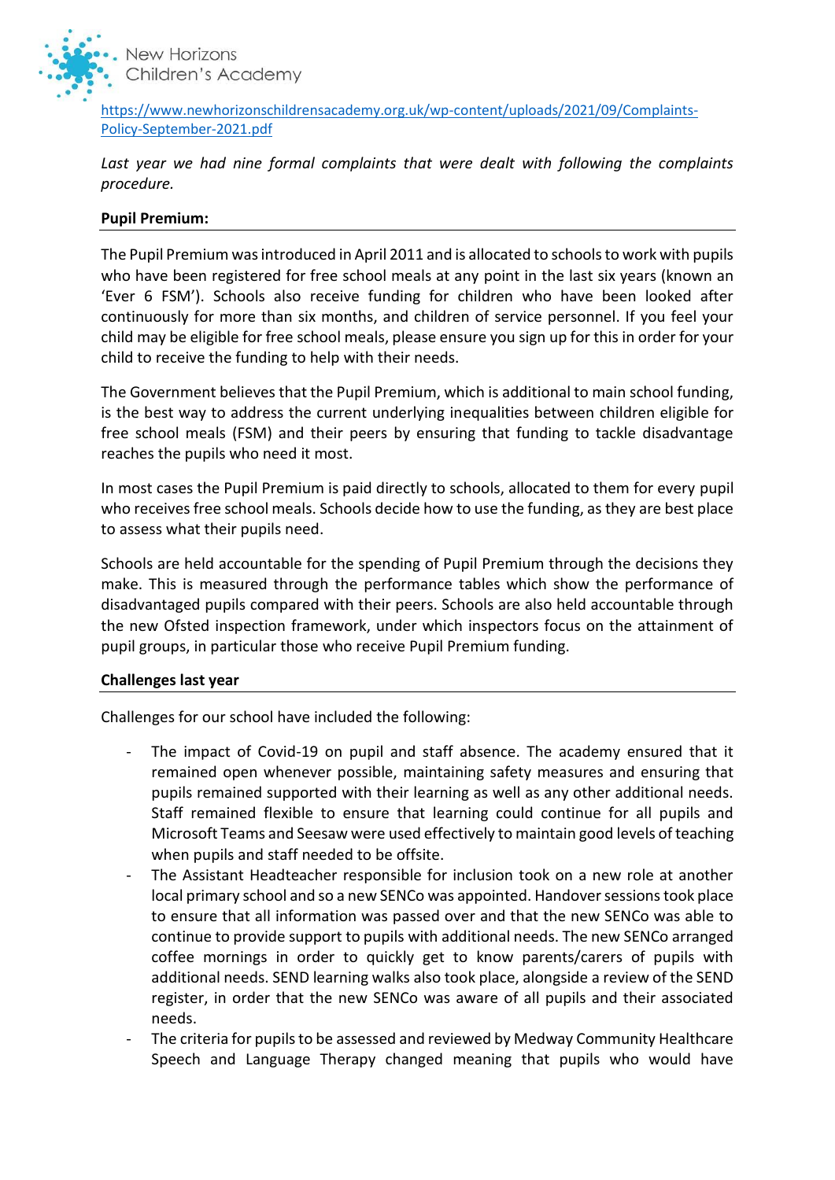[https://www.newhorizonschildrensacademy.org.uk/wp-content/uploads/2021/09/Complaints-Policy-September-2021.pdf](https://www.newhorizonschildrensacademy.org.uk/wp-content/uploads/2021/09/Complaints-Policy-September-2021.pdf)

*Last year we had nine formal complaints that were dealt with following the complaints procedure.*

**Pupil Premium:**

The Pupil Premium was introduced in April 2011 and is allocated to schools to work with pupils who have been registered for free school meals at any point in the last six years (known an 'Ever 6 FSM'). Schools also receive funding for children who have been looked after continuously for more than six months, and children of service personnel. If you feel your child may be eligible for free school meals, please ensure you sign up for this in order for your child to receive the funding to help with their needs.

The Government believes that the Pupil Premium, which is additional to main school funding, is the best way to address the current underlying inequalities between children eligible for free school meals (FSM) and their peers by ensuring that funding to tackle disadvantage reaches the pupils who need it most.

In most cases the Pupil Premium is paid directly to schools, allocated to them for every pupil who receives free school meals. Schools decide how to use the funding, as they are best place to assess what their pupils need.

Schools are held accountable for the spending of Pupil Premium through the decisions they make. This is measured through the performance tables which show the performance of disadvantaged pupils compared with their peers. Schools are also held accountable through the new Ofsted inspection framework, under which inspectors focus on the attainment of pupil groups, in particular those who receive Pupil Premium funding.

**Challenges last year**

Challenges for our school have included the following:

- The impact of Covid-19 on pupil and staff absence. The academy ensured that it remained open whenever possible, maintaining safety measures and ensuring that pupils remained supported with their learning as well as any other additional needs. Staff remained flexible to ensure that learning could continue for all pupils and Microsoft Teams and Seesaw were used effectively to maintain good levels of teaching when pupils and staff needed to be offsite.
- The Assistant Headteacher responsible for inclusion took on a new role at another local primary school and so a new SENCo was appointed. Handover sessions took place to ensure that all information was passed over and that the new SENCo was able to continue to provide support to pupils with additional needs. The new SENCo arranged coffee mornings in order to quickly get to know parents/carers of pupils with additional needs. SEND learning walks also took place, alongside a review of the SEND register, in order that the new SENCo was aware of all pupils and their associated needs.
- The criteria for pupils to be assessed and reviewed by Medway Community Healthcare Speech and Language Therapy changed meaning that pupils who would have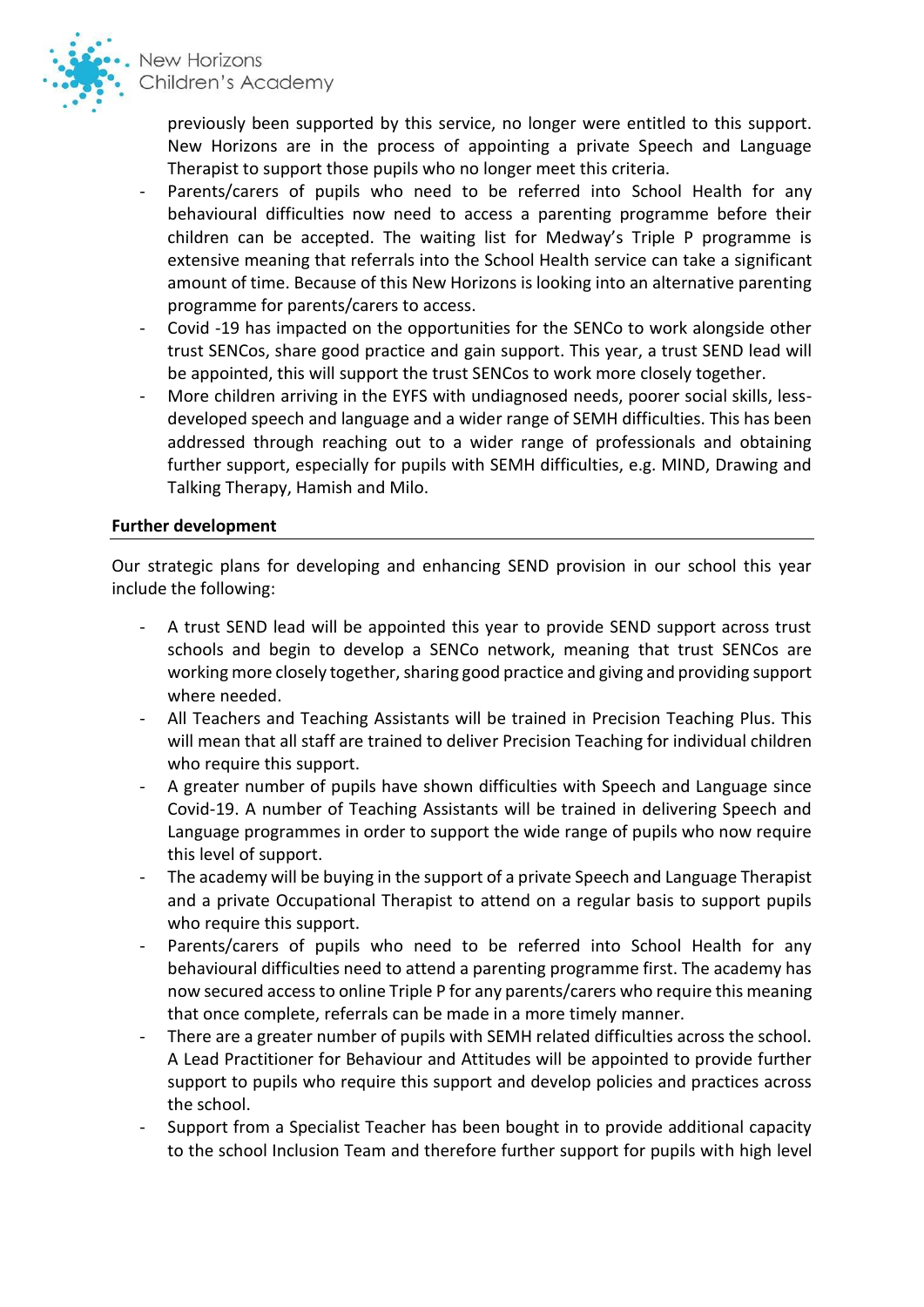previously been supported by this service, no longer were entitled to this support. New Horizons are in the process of appointing a private Speech and Language Therapist to support those pupils who no longer meet this criteria.

- Parents/carers of pupils who need to be referred into School Health for any behavioural difficulties now need to access a parenting programme before their children can be accepted. The waiting list for Medway's Triple P programme is extensive meaning that referrals into the School Health service can take a significant amount of time. Because of this New Horizons is looking into an alternative parenting programme for parents/carers to access.
- Covid -19 has impacted on the opportunities for the SENCo to work alongside other trust SENCos, share good practice and gain support. This year, a trust SEND lead will be appointed, this will support the trust SENCos to work more closely together.
- More children arriving in the EYFS with undiagnosed needs, poorer social skills, less-developed speech and language and a wider range of SEMH difficulties. This has been addressed through reaching out to a wider range of professionals and obtaining further support, especially for pupils with SEMH difficulties, e.g. MIND, Drawing and Talking Therapy, Hamish and Milo.

**Further development**

Our strategic plans for developing and enhancing SEND provision in our school this year include the following:

- A trust SEND lead will be appointed this year to provide SEND support across trust schools and begin to develop a SENCo network, meaning that trust SENCos are working more closely together, sharing good practice and giving and providing support where needed.
- All Teachers and Teaching Assistants will be trained in Precision Teaching Plus. This will mean that all staff are trained to deliver Precision Teaching for individual children who require this support.
- A greater number of pupils have shown difficulties with Speech and Language since Covid-19. A number of Teaching Assistants will be trained in delivering Speech and Language programmes in order to support the wide range of pupils who now require this level of support.
- The academy will be buying in the support of a private Speech and Language Therapist and a private Occupational Therapist to attend on a regular basis to support pupils who require this support.
- Parents/carers of pupils who need to be referred into School Health for any behavioural difficulties need to attend a parenting programme first. The academy has now secured access to online Triple P for any parents/carers who require this meaning that once complete, referrals can be made in a more timely manner.
- There are a greater number of pupils with SEMH related difficulties across the school. A Lead Practitioner for Behaviour and Attitudes will be appointed to provide further support to pupils who require this support and develop policies and practices across the school.
- Support from a Specialist Teacher has been bought in to provide additional capacity to the school Inclusion Team and therefore further support for pupils with high level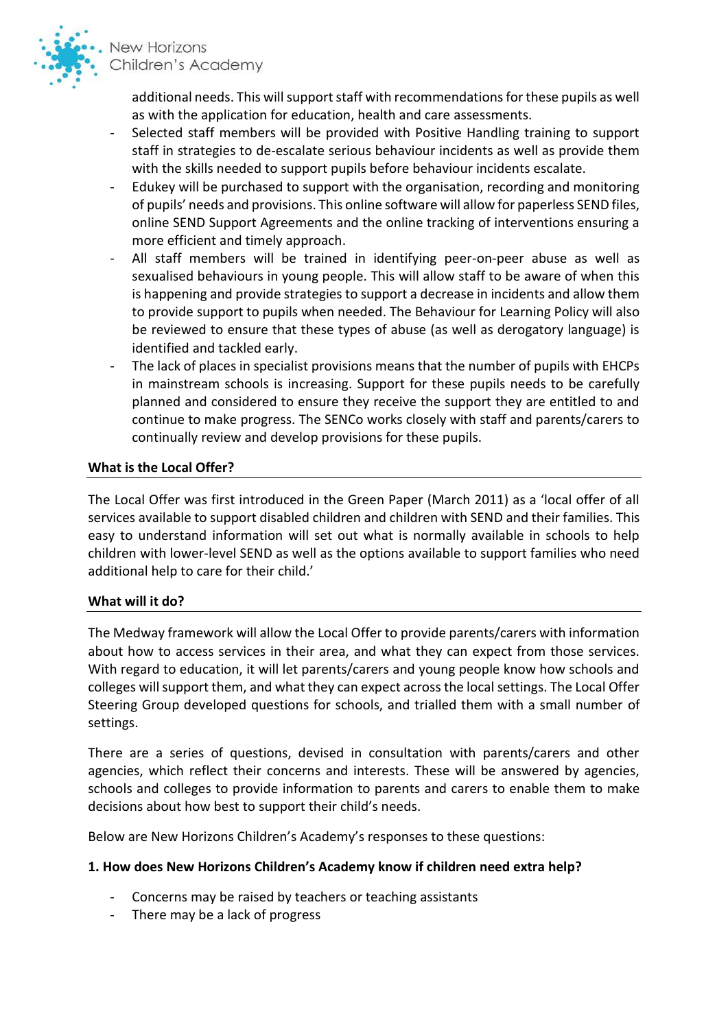additional needs. This will support staff with recommendations for these pupils as well as with the application for education, health and care assessments.

- Selected staff members will be provided with Positive Handling training to support staff in strategies to de-escalate serious behaviour incidents as well as provide them with the skills needed to support pupils before behaviour incidents escalate.
- Edukey will be purchased to support with the organisation, recording and monitoring of pupils' needs and provisions. This online software will allow for paperless SEND files, online SEND Support Agreements and the online tracking of interventions ensuring a more efficient and timely approach.
- All staff members will be trained in identifying peer-on-peer abuse as well as sexualised behaviours in young people. This will allow staff to be aware of when this is happening and provide strategies to support a decrease in incidents and allow them to provide support to pupils when needed. The Behaviour for Learning Policy will also be reviewed to ensure that these types of abuse (as well as derogatory language) is identified and tackled early.
- The lack of places in specialist provisions means that the number of pupils with EHCPs in mainstream schools is increasing. Support for these pupils needs to be carefully planned and considered to ensure they receive the support they are entitled to and continue to make progress. The SENCo works closely with staff and parents/carers to continually review and develop provisions for these pupils.

**What is the Local Offer?**

The Local Offer was first introduced in the Green Paper (March 2011) as a 'local offer of all services available to support disabled children and children with SEND and their families. This easy to understand information will set out what is normally available in schools to help children with lower-level SEND as well as the options available to support families who need additional help to care for their child.'

**What will it do?**

The Medway framework will allow the Local Offer to provide parents/carers with information about how to access services in their area, and what they can expect from those services. With regard to education, it will let parents/carers and young people know how schools and colleges will support them, and what they can expect across the local settings. The Local Offer Steering Group developed questions for schools, and trialled them with a small number of settings.

There are a series of questions, devised in consultation with parents/carers and other agencies, which reflect their concerns and interests. These will be answered by agencies, schools and colleges to provide information to parents and carers to enable them to make decisions about how best to support their child's needs.

Below are New Horizons Children's Academy's responses to these questions:

**1. How does New Horizons Children's Academy know if children need extra help?**

- Concerns may be raised by teachers or teaching assistants
- There may be a lack of progress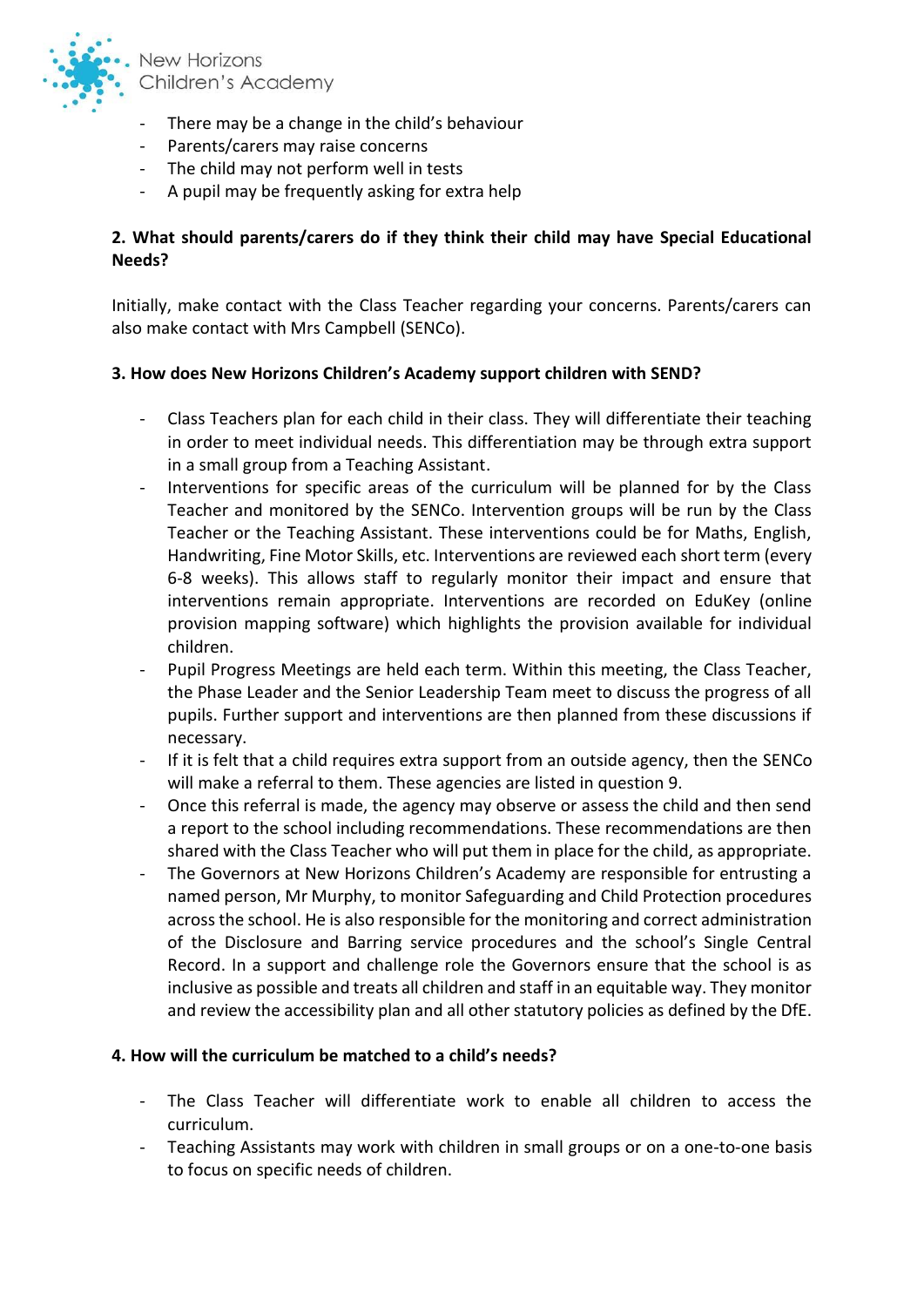- There may be a change in the child's behaviour
- Parents/carers may raise concerns
- The child may not perform well in tests
- A pupil may be frequently asking for extra help

**2. What should parents/carers do if they think their child may have Special Educational Needs?**

Initially, make contact with the Class Teacher regarding your concerns. Parents/carers can also make contact with Mrs Campbell (SENCo).

**3. How does New Horizons Children's Academy support children with SEND?**

- Class Teachers plan for each child in their class. They will differentiate their teaching in order to meet individual needs. This differentiation may be through extra support in a small group from a Teaching Assistant.
- Interventions for specific areas of the curriculum will be planned for by the Class Teacher and monitored by the SENCo. Intervention groups will be run by the Class Teacher or the Teaching Assistant. These interventions could be for Maths, English, Handwriting, Fine Motor Skills, etc. Interventions are reviewed each short term (every 6-8 weeks). This allows staff to regularly monitor their impact and ensure that interventions remain appropriate. Interventions are recorded on EduKey (online provision mapping software) which highlights the provision available for individual children.
- Pupil Progress Meetings are held each term. Within this meeting, the Class Teacher, the Phase Leader and the Senior Leadership Team meet to discuss the progress of all pupils. Further support and interventions are then planned from these discussions if necessary.
- If it is felt that a child requires extra support from an outside agency, then the SENCo will make a referral to them. These agencies are listed in question 9.
- Once this referral is made, the agency may observe or assess the child and then send a report to the school including recommendations. These recommendations are then shared with the Class Teacher who will put them in place for the child, as appropriate.
- The Governors at New Horizons Children's Academy are responsible for entrusting a named person, Mr Murphy, to monitor Safeguarding and Child Protection procedures across the school. He is also responsible for the monitoring and correct administration of the Disclosure and Barring service procedures and the school's Single Central Record. In a support and challenge role the Governors ensure that the school is as inclusive as possible and treats all children and staff in an equitable way. They monitor and review the accessibility plan and all other statutory policies as defined by the DfE.

**4. How will the curriculum be matched to a child's needs?**

- The Class Teacher will differentiate work to enable all children to access the curriculum.
- Teaching Assistants may work with children in small groups or on a one-to-one basis to focus on specific needs of children.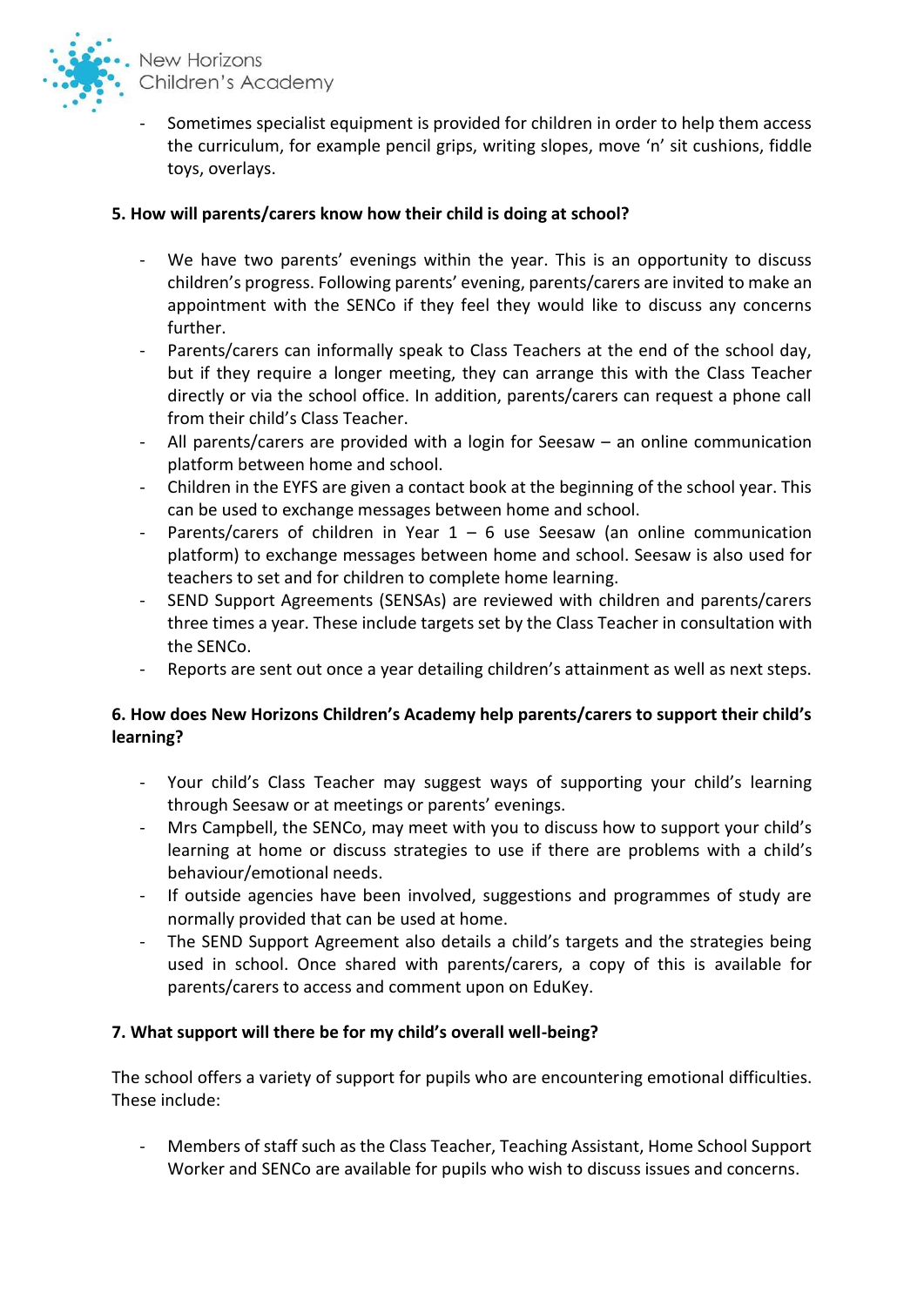- Sometimes specialist equipment is provided for children in order to help them access the curriculum, for example pencil grips, writing slopes, move 'n' sit cushions, fiddle toys, overlays.

**5. How will parents/carers know how their child is doing at school?**

- We have two parents' evenings within the year. This is an opportunity to discuss children's progress. Following parents' evening, parents/carers are invited to make an appointment with the SENCo if they feel they would like to discuss any concerns further.
- Parents/carers can informally speak to Class Teachers at the end of the school day, but if they require a longer meeting, they can arrange this with the Class Teacher directly or via the school office. In addition, parents/carers can request a phone call from their child's Class Teacher.
- All parents/carers are provided with a login for Seesaw – an online communication platform between home and school.
- Children in the EYFS are given a contact book at the beginning of the school year. This can be used to exchange messages between home and school.
- Parents/carers of children in Year 1 – 6 use Seesaw (an online communication platform) to exchange messages between home and school. Seesaw is also used for teachers to set and for children to complete home learning.
- SEND Support Agreements (SENSAs) are reviewed with children and parents/carers three times a year. These include targets set by the Class Teacher in consultation with the SENCo.
- Reports are sent out once a year detailing children's attainment as well as next steps.

**6. How does New Horizons Children's Academy help parents/carers to support their child's learning?**

- Your child's Class Teacher may suggest ways of supporting your child's learning through Seesaw or at meetings or parents' evenings.
- Mrs Campbell, the SENCo, may meet with you to discuss how to support your child's learning at home or discuss strategies to use if there are problems with a child's behaviour/emotional needs.
- If outside agencies have been involved, suggestions and programmes of study are normally provided that can be used at home.
- The SEND Support Agreement also details a child's targets and the strategies being used in school. Once shared with parents/carers, a copy of this is available for parents/carers to access and comment upon on EduKey.

**7. What support will there be for my child's overall well-being?**

The school offers a variety of support for pupils who are encountering emotional difficulties. These include:

- Members of staff such as the Class Teacher, Teaching Assistant, Home School Support Worker and SENCo are available for pupils who wish to discuss issues and concerns.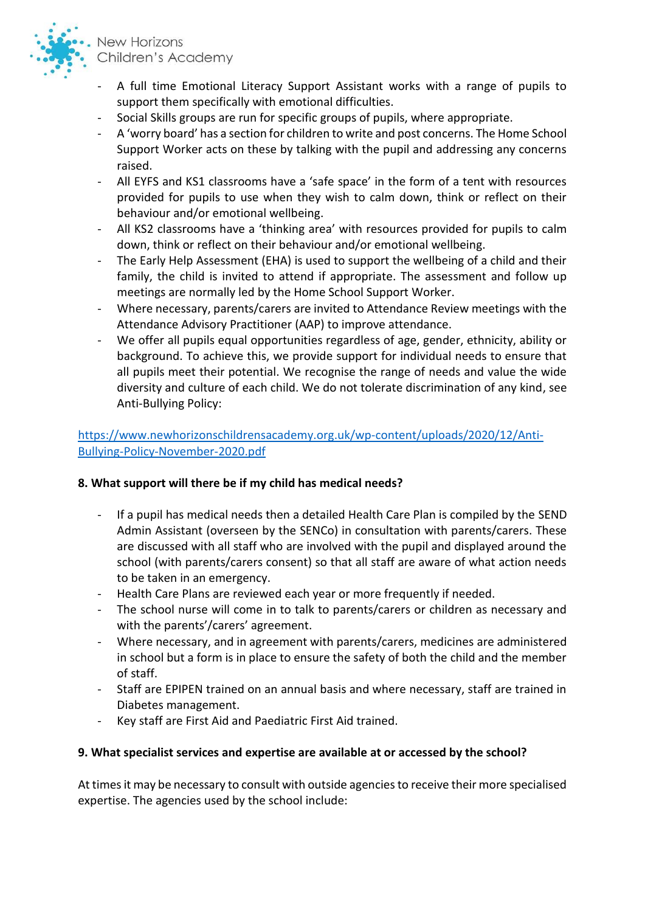- A full time Emotional Literacy Support Assistant works with a range of pupils to support them specifically with emotional difficulties.
- Social Skills groups are run for specific groups of pupils, where appropriate.
- A 'worry board' has a section for children to write and post concerns. The Home School Support Worker acts on these by talking with the pupil and addressing any concerns raised.
- All EYFS and KS1 classrooms have a 'safe space' in the form of a tent with resources provided for pupils to use when they wish to calm down, think or reflect on their behaviour and/or emotional wellbeing.
- All KS2 classrooms have a 'thinking area' with resources provided for pupils to calm down, think or reflect on their behaviour and/or emotional wellbeing.
- The Early Help Assessment (EHA) is used to support the wellbeing of a child and their family, the child is invited to attend if appropriate. The assessment and follow up meetings are normally led by the Home School Support Worker.
- Where necessary, parents/carers are invited to Attendance Review meetings with the Attendance Advisory Practitioner (AAP) to improve attendance.
- We offer all pupils equal opportunities regardless of age, gender, ethnicity, ability or background. To achieve this, we provide support for individual needs to ensure that all pupils meet their potential. We recognise the range of needs and value the wide diversity and culture of each child. We do not tolerate discrimination of any kind, see Anti-Bullying Policy:

https://www.newhorizonschildrensacademy.org.uk/wp-content/uploads/2020/12/Anti-Bullying-Policy-November-2020.pdf

**8. What support will there be if my child has medical needs?**

- If a pupil has medical needs then a detailed Health Care Plan is compiled by the SEND Admin Assistant (overseen by the SENCo) in consultation with parents/carers. These are discussed with all staff who are involved with the pupil and displayed around the school (with parents/carers consent) so that all staff are aware of what action needs to be taken in an emergency.
- Health Care Plans are reviewed each year or more frequently if needed.
- The school nurse will come in to talk to parents/carers or children as necessary and with the parents'/carers' agreement.
- Where necessary, and in agreement with parents/carers, medicines are administered in school but a form is in place to ensure the safety of both the child and the member of staff.
- Staff are EPIPEN trained on an annual basis and where necessary, staff are trained in Diabetes management.
- Key staff are First Aid and Paediatric First Aid trained.

**9. What specialist services and expertise are available at or accessed by the school?**

At times it may be necessary to consult with outside agencies to receive their more specialised expertise. The agencies used by the school include: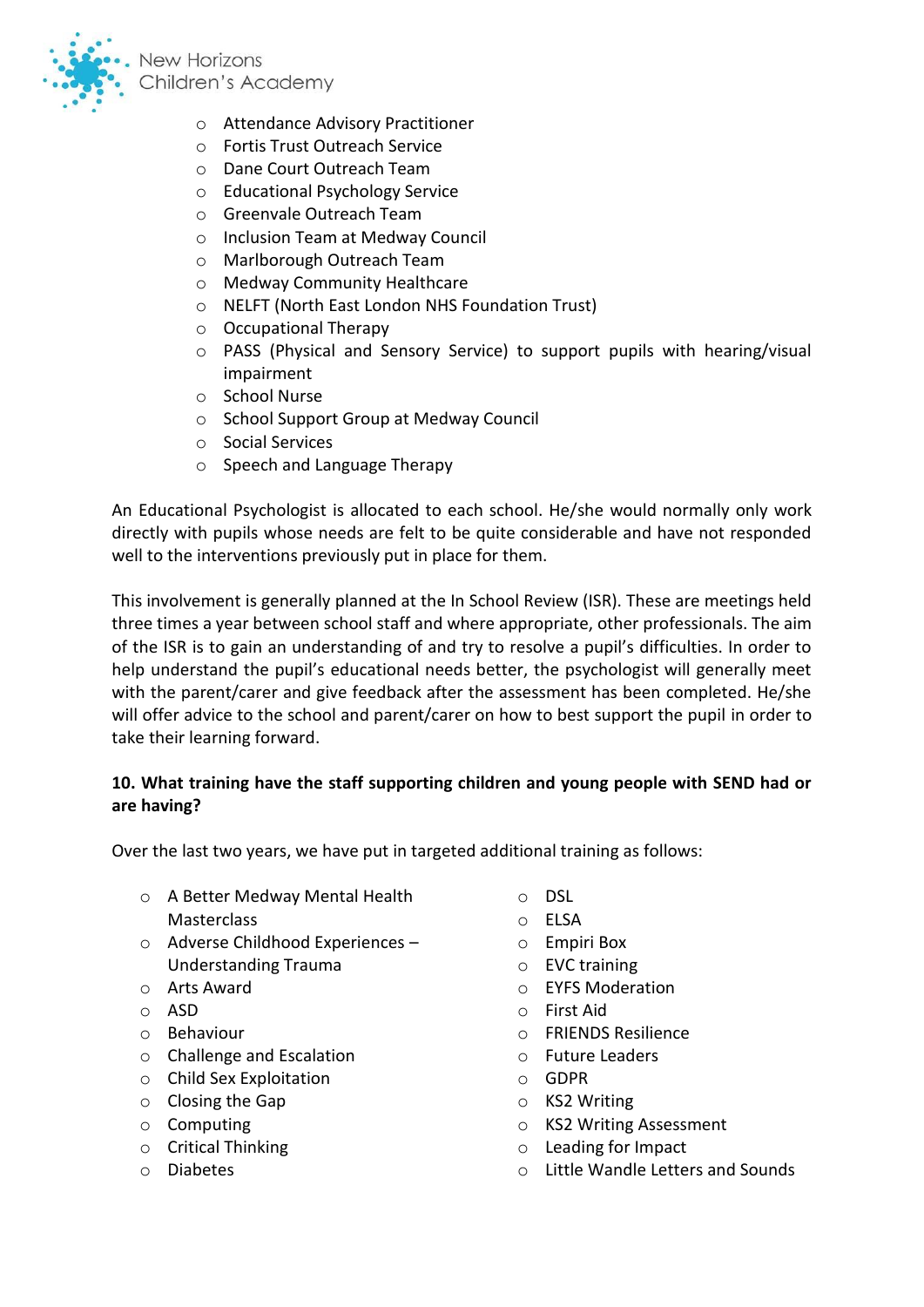- Attendance Advisory Practitioner
- Fortis Trust Outreach Service
- Dane Court Outreach Team
- Educational Psychology Service
- Greenvale Outreach Team
- Inclusion Team at Medway Council
- Marlborough Outreach Team
- Medway Community Healthcare
- NELFT (North East London NHS Foundation Trust)
- Occupational Therapy
- PASS (Physical and Sensory Service) to support pupils with hearing/visual impairment
- School Nurse
- School Support Group at Medway Council
- Social Services
- Speech and Language Therapy

An Educational Psychologist is allocated to each school. He/she would normally only work directly with pupils whose needs are felt to be quite considerable and have not responded well to the interventions previously put in place for them.

This involvement is generally planned at the In School Review (ISR). These are meetings held three times a year between school staff and where appropriate, other professionals. The aim of the ISR is to gain an understanding of and try to resolve a pupil's difficulties. In order to help understand the pupil's educational needs better, the psychologist will generally meet with the parent/carer and give feedback after the assessment has been completed. He/she will offer advice to the school and parent/carer on how to best support the pupil in order to take their learning forward.

**10. What training have the staff supporting children and young people with SEND had or are having?**

Over the last two years, we have put in targeted additional training as follows:

- A Better Medway Mental Health Masterclass
- Adverse Childhood Experiences – Understanding Trauma
- Arts Award
- ASD
- Behaviour
- Challenge and Escalation
- Child Sex Exploitation
- Closing the Gap
- Computing
- Critical Thinking
- Diabetes
- DSL
- ELSA
- Empiri Box
- EVC training
- EYFS Moderation
- First Aid
- FRIENDS Resilience
- Future Leaders
- GDPR
- KS2 Writing
- KS2 Writing Assessment
- Leading for Impact
- Little Wandle Letters and Sounds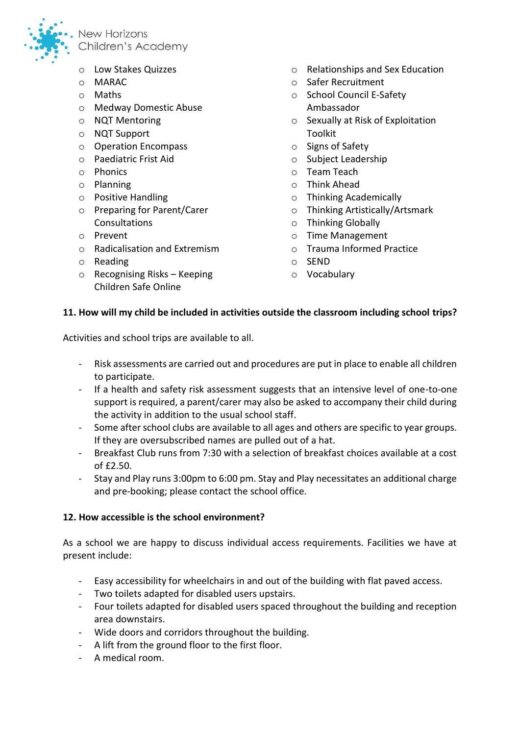- Low Stakes Quizzes
- MARAC
- Maths
- Medway Domestic Abuse
- NQT Mentoring
- NQT Support
- Operation Encompass
- Paediatric Frist Aid
- Phonics
- Planning
- Positive Handling
- Preparing for Parent/Carer Consultations
- Prevent
- Radicalisation and Extremism
- Reading
- Recognising Risks – Keeping Children Safe Online
- Relationships and Sex Education
- Safer Recruitment
- School Council E-Safety Ambassador
- Sexually at Risk of Exploitation Toolkit
- Signs of Safety
- Subject Leadership
- Team Teach
- Think Ahead
- Thinking Academically
- Thinking Artistically/Artsmark
- Thinking Globally
- Time Management
- Trauma Informed Practice
- SEND
- Vocabulary

**11. How will my child be included in activities outside the classroom including school trips?**

Activities and school trips are available to all.

- Risk assessments are carried out and procedures are put in place to enable all children to participate.
- If a health and safety risk assessment suggests that an intensive level of one-to-one support is required, a parent/carer may also be asked to accompany their child during the activity in addition to the usual school staff.
- Some after school clubs are available to all ages and others are specific to year groups. If they are oversubscribed names are pulled out of a hat.
- Breakfast Club runs from 7:30 with a selection of breakfast choices available at a cost of £2.50.
- Stay and Play runs 3:00pm to 6:00 pm. Stay and Play necessitates an additional charge and pre-booking; please contact the school office.

**12. How accessible is the school environment?**

As a school we are happy to discuss individual access requirements. Facilities we have at present include:

- Easy accessibility for wheelchairs in and out of the building with flat paved access.
- Two toilets adapted for disabled users upstairs.
- Four toilets adapted for disabled users spaced throughout the building and reception area downstairs.
- Wide doors and corridors throughout the building.
- A lift from the ground floor to the first floor.
- A medical room.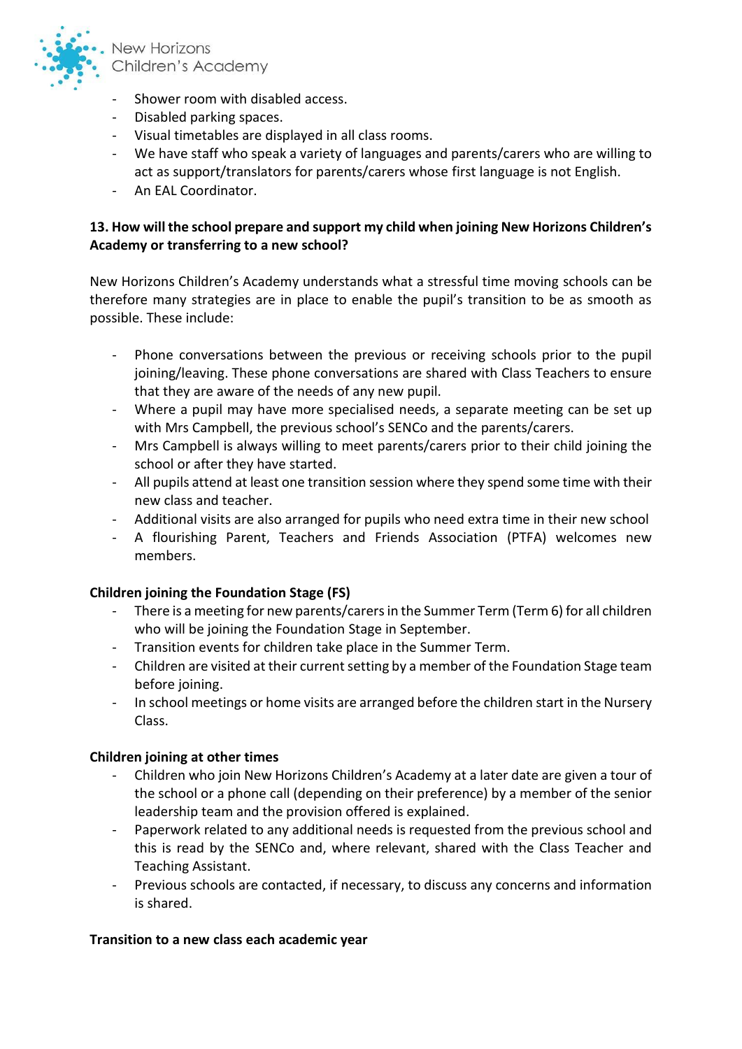- Shower room with disabled access.
- Disabled parking spaces.
- Visual timetables are displayed in all class rooms.
- We have staff who speak a variety of languages and parents/carers who are willing to act as support/translators for parents/carers whose first language is not English.
- An EAL Coordinator.

**13. How will the school prepare and support my child when joining New Horizons Children's Academy or transferring to a new school?**

New Horizons Children's Academy understands what a stressful time moving schools can be therefore many strategies are in place to enable the pupil's transition to be as smooth as possible. These include:

- Phone conversations between the previous or receiving schools prior to the pupil joining/leaving. These phone conversations are shared with Class Teachers to ensure that they are aware of the needs of any new pupil.
- Where a pupil may have more specialised needs, a separate meeting can be set up with Mrs Campbell, the previous school's SENCo and the parents/carers.
- Mrs Campbell is always willing to meet parents/carers prior to their child joining the school or after they have started.
- All pupils attend at least one transition session where they spend some time with their new class and teacher.
- Additional visits are also arranged for pupils who need extra time in their new school
- A flourishing Parent, Teachers and Friends Association (PTFA) welcomes new members.

**Children joining the Foundation Stage (FS)**

- There is a meeting for new parents/carers in the Summer Term (Term 6) for all children who will be joining the Foundation Stage in September.
- Transition events for children take place in the Summer Term.
- Children are visited at their current setting by a member of the Foundation Stage team before joining.
- In school meetings or home visits are arranged before the children start in the Nursery Class.

**Children joining at other times**

- Children who join New Horizons Children's Academy at a later date are given a tour of the school or a phone call (depending on their preference) by a member of the senior leadership team and the provision offered is explained.
- Paperwork related to any additional needs is requested from the previous school and this is read by the SENCo and, where relevant, shared with the Class Teacher and Teaching Assistant.
- Previous schools are contacted, if necessary, to discuss any concerns and information is shared.

**Transition to a new class each academic year**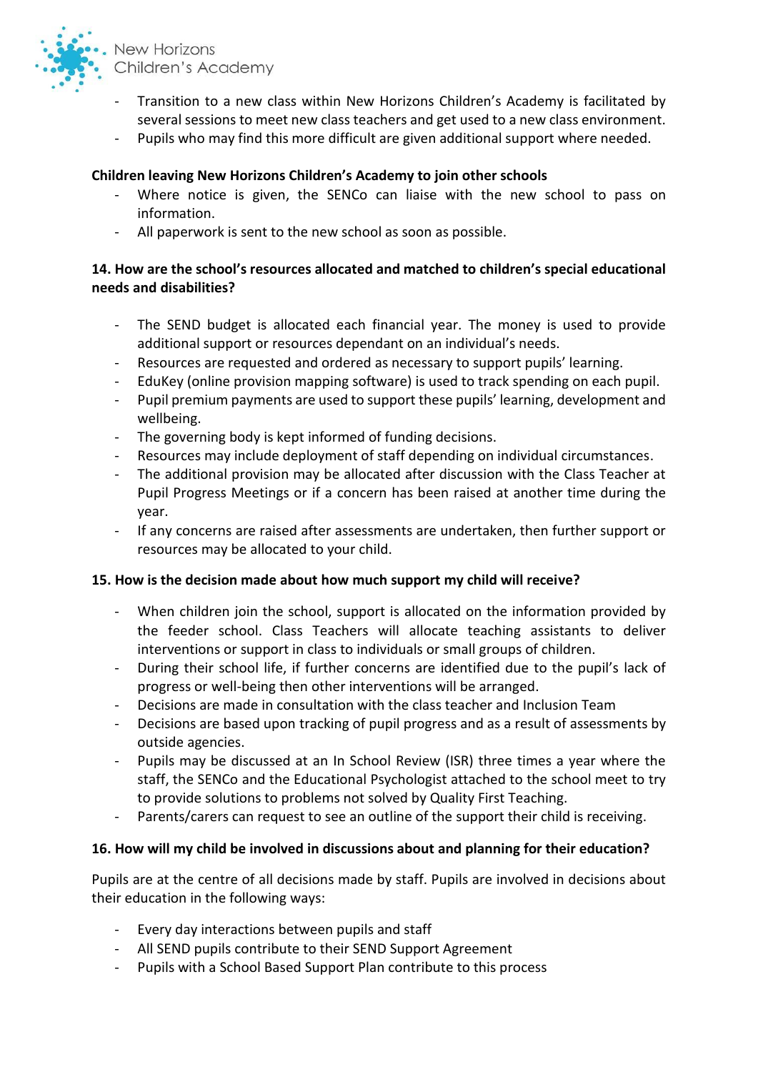- Transition to a new class within New Horizons Children's Academy is facilitated by several sessions to meet new class teachers and get used to a new class environment.
- Pupils who may find this more difficult are given additional support where needed.

**Children leaving New Horizons Children's Academy to join other schools**

- Where notice is given, the SENCo can liaise with the new school to pass on information.
- All paperwork is sent to the new school as soon as possible.

### 14. How are the school's resources allocated and matched to children's special educational needs and disabilities?

- The SEND budget is allocated each financial year. The money is used to provide additional support or resources dependant on an individual's needs.
- Resources are requested and ordered as necessary to support pupils' learning.
- EduKey (online provision mapping software) is used to track spending on each pupil.
- Pupil premium payments are used to support these pupils' learning, development and wellbeing.
- The governing body is kept informed of funding decisions.
- Resources may include deployment of staff depending on individual circumstances.
- The additional provision may be allocated after discussion with the Class Teacher at Pupil Progress Meetings or if a concern has been raised at another time during the year.
- If any concerns are raised after assessments are undertaken, then further support or resources may be allocated to your child.

### 15. How is the decision made about how much support my child will receive?

- When children join the school, support is allocated on the information provided by the feeder school. Class Teachers will allocate teaching assistants to deliver interventions or support in class to individuals or small groups of children.
- During their school life, if further concerns are identified due to the pupil's lack of progress or well-being then other interventions will be arranged.
- Decisions are made in consultation with the class teacher and Inclusion Team
- Decisions are based upon tracking of pupil progress and as a result of assessments by outside agencies.
- Pupils may be discussed at an In School Review (ISR) three times a year where the staff, the SENCo and the Educational Psychologist attached to the school meet to try to provide solutions to problems not solved by Quality First Teaching.
- Parents/carers can request to see an outline of the support their child is receiving.

### 16. How will my child be involved in discussions about and planning for their education?

Pupils are at the centre of all decisions made by staff. Pupils are involved in decisions about their education in the following ways:

- Every day interactions between pupils and staff
- All SEND pupils contribute to their SEND Support Agreement
- Pupils with a School Based Support Plan contribute to this process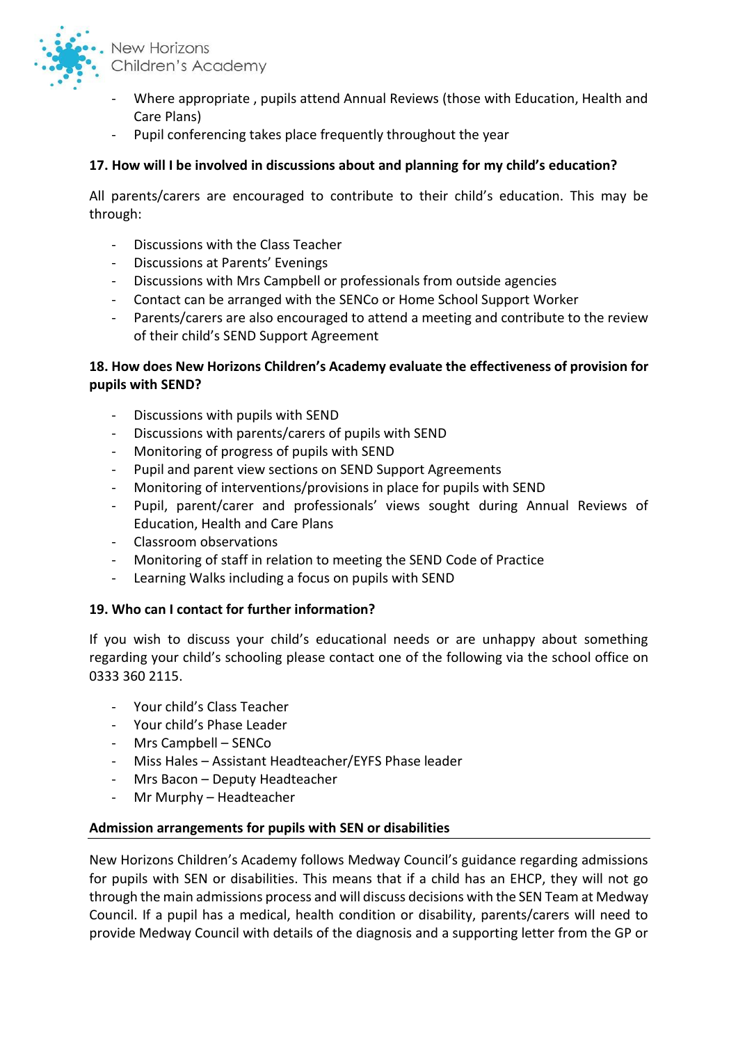- Where appropriate , pupils attend Annual Reviews (those with Education, Health and Care Plans)
- Pupil conferencing takes place frequently throughout the year

**17. How will I be involved in discussions about and planning for my child's education?**

All parents/carers are encouraged to contribute to their child's education. This may be through:

- Discussions with the Class Teacher
- Discussions at Parents' Evenings
- Discussions with Mrs Campbell or professionals from outside agencies
- Contact can be arranged with the SENCo or Home School Support Worker
- Parents/carers are also encouraged to attend a meeting and contribute to the review of their child's SEND Support Agreement

**18. How does New Horizons Children's Academy evaluate the effectiveness of provision for pupils with SEND?**

- Discussions with pupils with SEND
- Discussions with parents/carers of pupils with SEND
- Monitoring of progress of pupils with SEND
- Pupil and parent view sections on SEND Support Agreements
- Monitoring of interventions/provisions in place for pupils with SEND
- Pupil, parent/carer and professionals' views sought during Annual Reviews of Education, Health and Care Plans
- Classroom observations
- Monitoring of staff in relation to meeting the SEND Code of Practice
- Learning Walks including a focus on pupils with SEND

**19. Who can I contact for further information?**

If you wish to discuss your child's educational needs or are unhappy about something regarding your child's schooling please contact one of the following via the school office on 0333 360 2115.

- Your child's Class Teacher
- Your child's Phase Leader
- Mrs Campbell – SENCo
- Miss Hales – Assistant Headteacher/EYFS Phase leader
- Mrs Bacon – Deputy Headteacher
- Mr Murphy – Headteacher

**Admission arrangements for pupils with SEN or disabilities**

New Horizons Children's Academy follows Medway Council's guidance regarding admissions for pupils with SEN or disabilities. This means that if a child has an EHCP, they will not go through the main admissions process and will discuss decisions with the SEN Team at Medway Council. If a pupil has a medical, health condition or disability, parents/carers will need to provide Medway Council with details of the diagnosis and a supporting letter from the GP or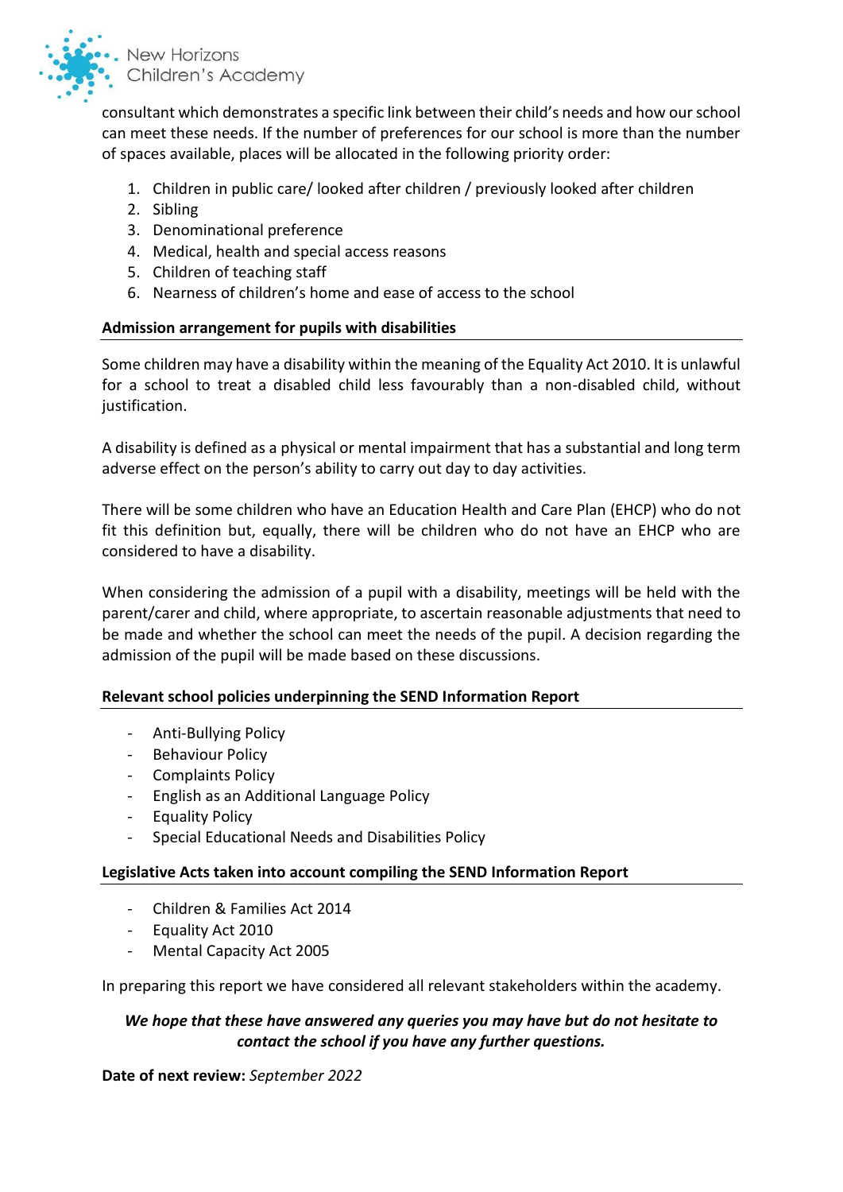consultant which demonstrates a specific link between their child's needs and how our school can meet these needs. If the number of preferences for our school is more than the number of spaces available, places will be allocated in the following priority order:

1. Children in public care/ looked after children / previously looked after children
2. Sibling
3. Denominational preference
4. Medical, health and special access reasons
5. Children of teaching staff
6. Nearness of children's home and ease of access to the school

## Admission arrangement for pupils with disabilities

Some children may have a disability within the meaning of the Equality Act 2010. It is unlawful for a school to treat a disabled child less favourably than a non-disabled child, without justification.

A disability is defined as a physical or mental impairment that has a substantial and long term adverse effect on the person's ability to carry out day to day activities.

There will be some children who have an Education Health and Care Plan (EHCP) who do not fit this definition but, equally, there will be children who do not have an EHCP who are considered to have a disability.

When considering the admission of a pupil with a disability, meetings will be held with the parent/carer and child, where appropriate, to ascertain reasonable adjustments that need to be made and whether the school can meet the needs of the pupil. A decision regarding the admission of the pupil will be made based on these discussions.

## Relevant school policies underpinning the SEND Information Report

- Anti-Bullying Policy
- Behaviour Policy
- Complaints Policy
- English as an Additional Language Policy
- Equality Policy
- Special Educational Needs and Disabilities Policy

## Legislative Acts taken into account compiling the SEND Information Report

- Children & Families Act 2014
- Equality Act 2010
- Mental Capacity Act 2005

In preparing this report we have considered all relevant stakeholders within the academy.

***We hope that these have answered any queries you may have but do not hesitate to contact the school if you have any further questions.***

**Date of next review:** *September 2022*